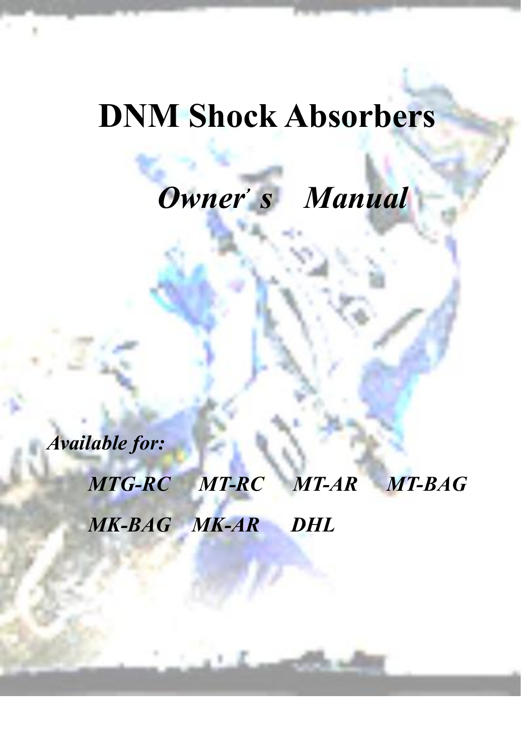# DNM Shock Absorbers

## *Owner's Manual*

***Available for:***

***MTG-RC MT-RC MT-AR MT-BAG***

***MK-BAG MK-AR DHL***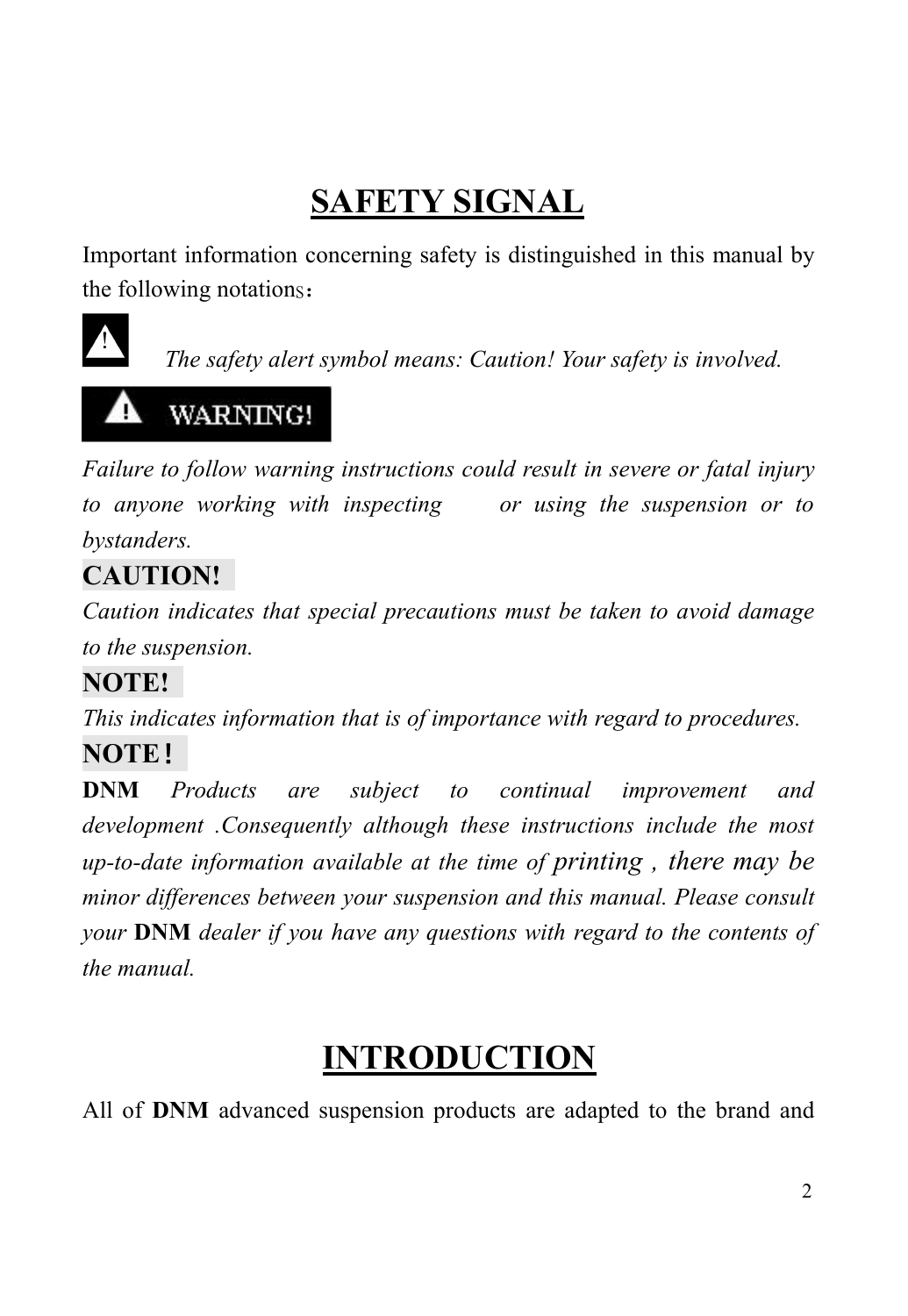## SAFETY SIGNAL

Important information concerning safety is distinguished in this manual by the following notations：

⚠ *The safety alert symbol means: Caution! Your safety is involved.*

**⚠ WARNING!**

*Failure to follow warning instructions could result in severe or fatal injury to anyone working with inspecting or using the suspension or to bystanders.*

**CAUTION!**

*Caution indicates that special precautions must be taken to avoid damage to the suspension.*

**NOTE!**

*This indicates information that is of importance with regard to procedures.*

**NOTE！**

**DNM** *Products are subject to continual improvement and development .Consequently although these instructions include the most up-to-date information available at the time of printing , there may be minor differences between your suspension and this manual. Please consult your* **DNM** *dealer if you have any questions with regard to the contents of the manual.*

## INTRODUCTION

All of **DNM** advanced suspension products are adapted to the brand and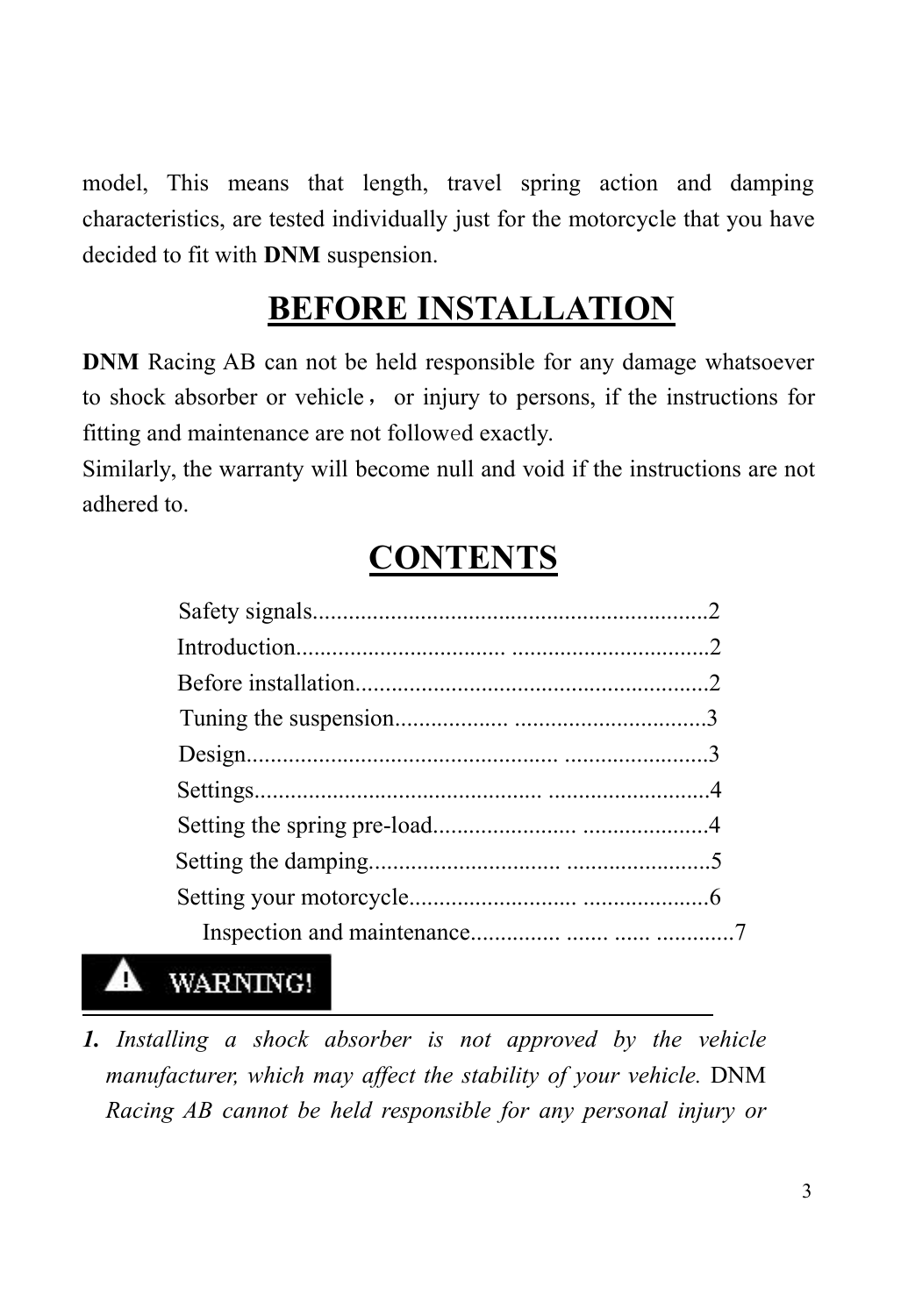model, This means that length, travel spring action and damping characteristics, are tested individually just for the motorcycle that you have decided to fit with **DNM** suspension.

## BEFORE INSTALLATION

**DNM** Racing AB can not be held responsible for any damage whatsoever to shock absorber or vehicle， or injury to persons, if the instructions for fitting and maintenance are not followed exactly.

Similarly, the warranty will become null and void if the instructions are not adhered to.

## CONTENTS

Safety signals..................................................................2
Introduction.................................. .................................2
Before installation...........................................................2
Tuning the suspension................... ................................3
Design................................................ ........................3
Settings............................................. ...........................4
Setting the spring pre-load........................ .....................4
Setting the damping............................. ........................5
Setting your motorcycle............................ .....................6
Inspection and maintenance............... ....... ...... .............7

**WARNING!**

**1.** *Installing a shock absorber is not approved by the vehicle manufacturer, which may affect the stability of your vehicle.* DNM *Racing AB cannot be held responsible for any personal injury or*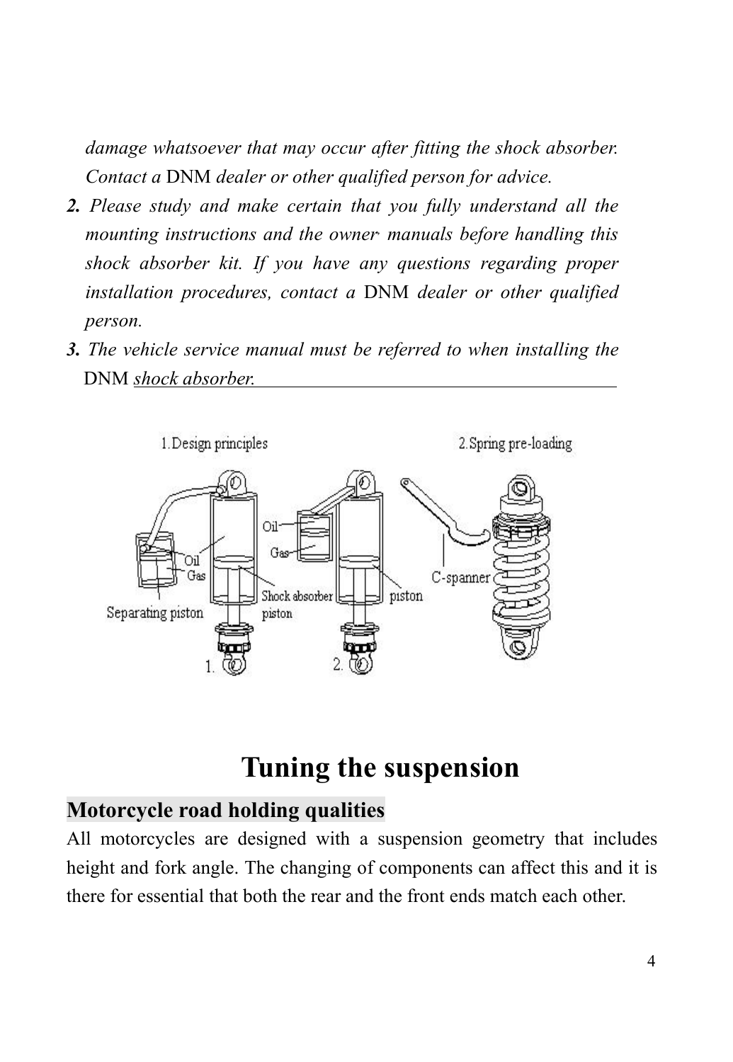*damage whatsoever that may occur after fitting the shock absorber. Contact a* DNM *dealer or other qualified person for advice.*

2. *Please study and make certain that you fully understand all the mounting instructions and the owner manuals before handling this shock absorber kit. If you have any questions regarding proper installation procedures, contact a* DNM *dealer or other qualified person.*
3. *The vehicle service manual must be referred to when installing the* DNM *shock absorber.*

1.Design principles

2.Spring pre-loading

Oil
Gas
Separating piston
Shock absorber piston
piston
C-spanner
1.
2.

# Tuning the suspension

## Motorcycle road holding qualities

All motorcycles are designed with a suspension geometry that includes height and fork angle. The changing of components can affect this and it is there for essential that both the rear and the front ends match each other.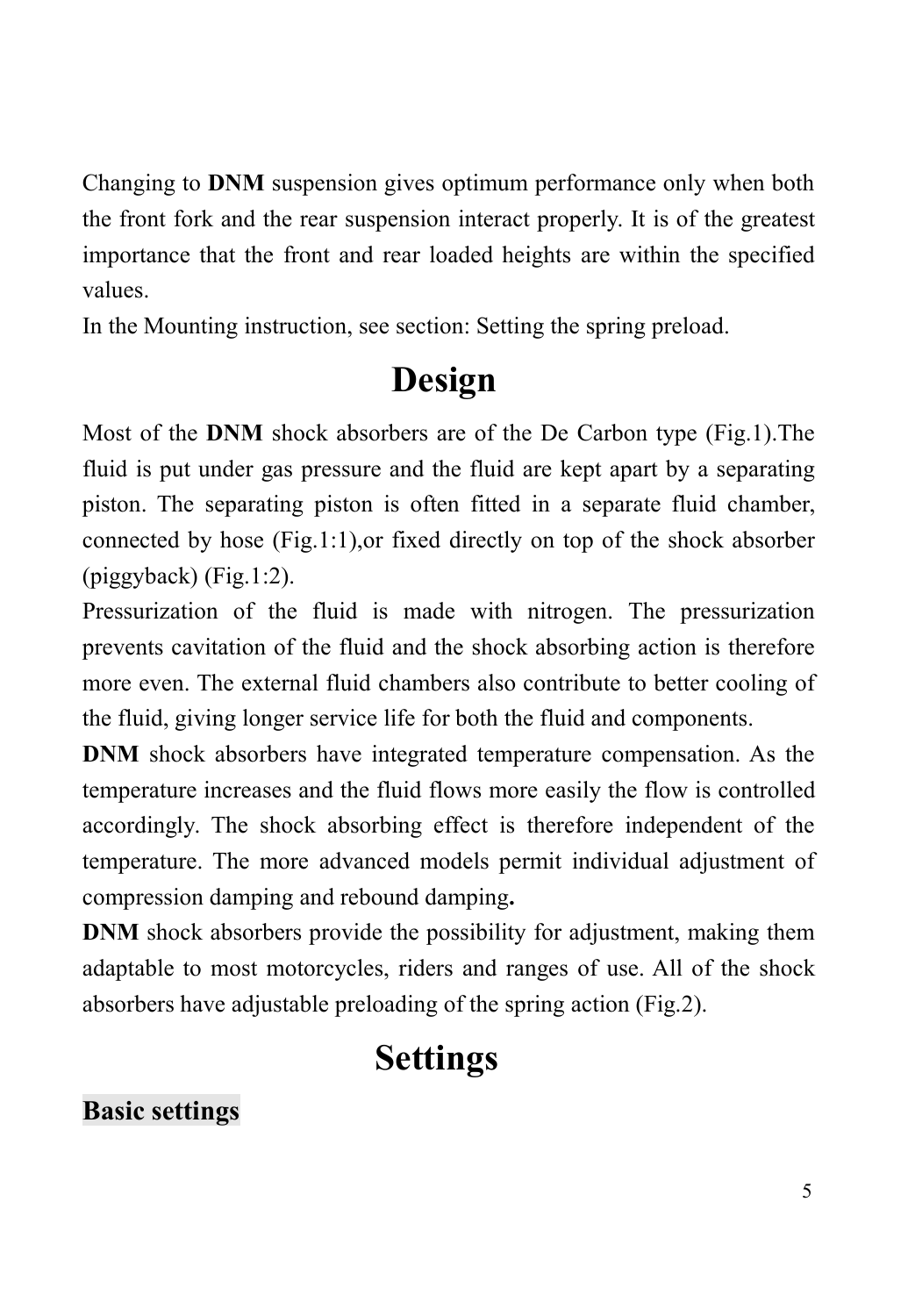Changing to **DNM** suspension gives optimum performance only when both the front fork and the rear suspension interact properly. It is of the greatest importance that the front and rear loaded heights are within the specified values.
In the Mounting instruction, see section: Setting the spring preload.

# Design

Most of the **DNM** shock absorbers are of the De Carbon type (Fig.1).The fluid is put under gas pressure and the fluid are kept apart by a separating piston. The separating piston is often fitted in a separate fluid chamber, connected by hose (Fig.1:1),or fixed directly on top of the shock absorber (piggyback) (Fig.1:2).
Pressurization of the fluid is made with nitrogen. The pressurization prevents cavitation of the fluid and the shock absorbing action is therefore more even. The external fluid chambers also contribute to better cooling of the fluid, giving longer service life for both the fluid and components.
**DNM** shock absorbers have integrated temperature compensation. As the temperature increases and the fluid flows more easily the flow is controlled accordingly. The shock absorbing effect is therefore independent of the temperature. The more advanced models permit individual adjustment of compression damping and rebound damping**.**
**DNM** shock absorbers provide the possibility for adjustment, making them adaptable to most motorcycles, riders and ranges of use. All of the shock absorbers have adjustable preloading of the spring action (Fig.2).

# Settings

## Basic settings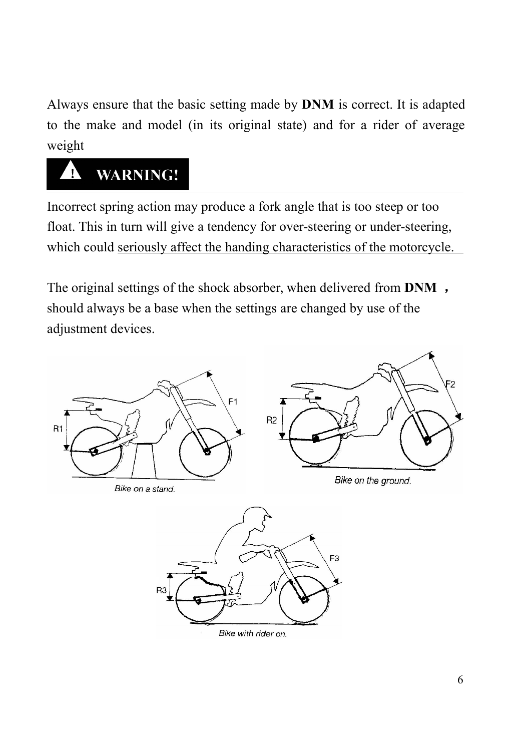Always ensure that the basic setting made by **DNM** is correct. It is adapted to the make and model (in its original state) and for a rider of average weight

**⚠ WARNING!**

Incorrect spring action may produce a fork angle that is too steep or too float. This in turn will give a tendency for over-steering or under-steering, which could seriously affect the handing characteristics of the motorcycle.

The original settings of the shock absorber, when delivered from **DNM**， should always be a base when the settings are changed by use of the adjustment devices.

R1

F1

Bike on a stand.

R2

F2

Bike on the ground.

R3

F3

Bike with rider on.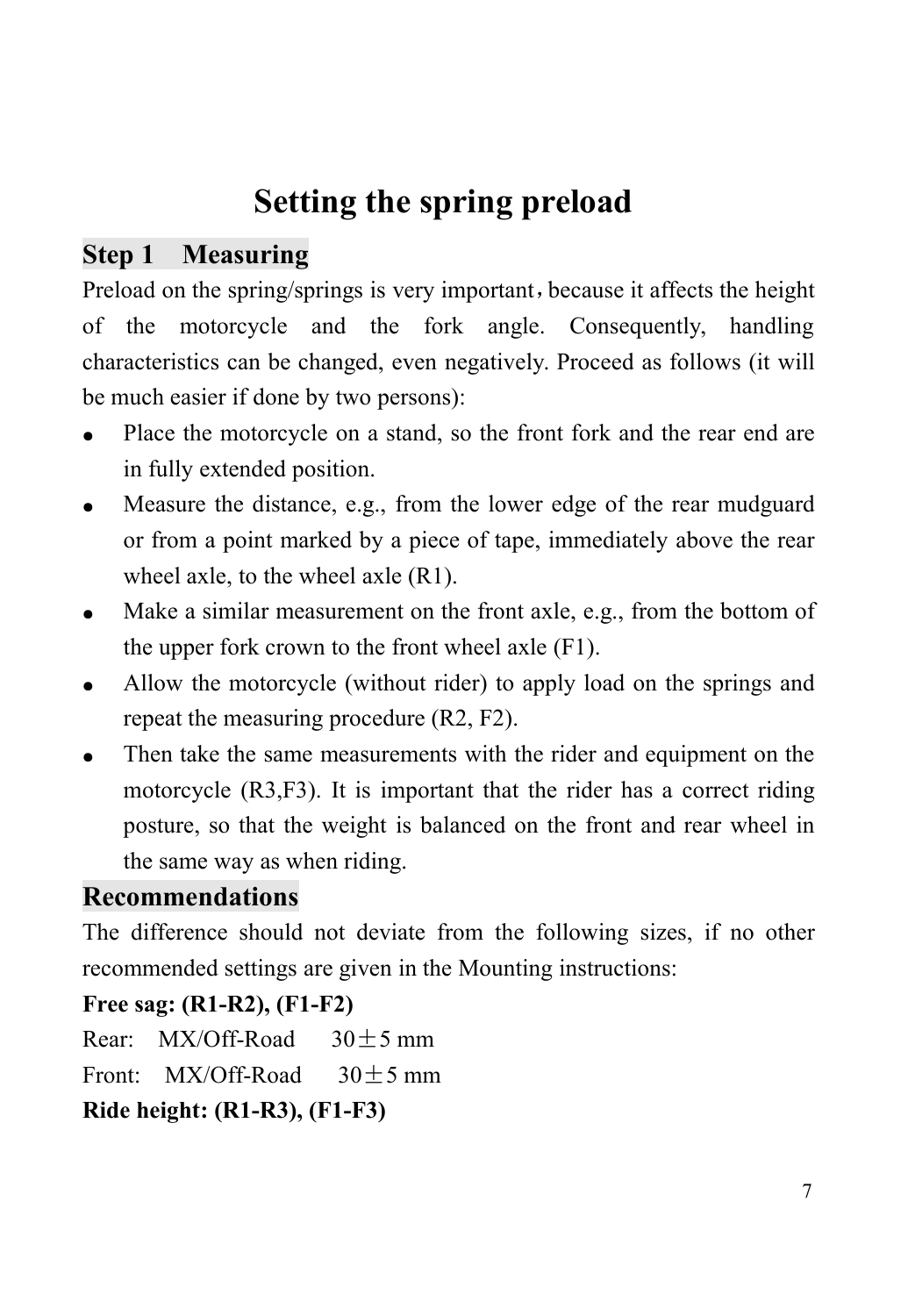# Setting the spring preload

## Step 1 Measuring

Preload on the spring/springs is very important，because it affects the height of the motorcycle and the fork angle. Consequently, handling characteristics can be changed, even negatively. Proceed as follows (it will be much easier if done by two persons):

- Place the motorcycle on a stand, so the front fork and the rear end are in fully extended position.
- Measure the distance, e.g., from the lower edge of the rear mudguard or from a point marked by a piece of tape, immediately above the rear wheel axle, to the wheel axle (R1).
- Make a similar measurement on the front axle, e.g., from the bottom of the upper fork crown to the front wheel axle (F1).
- Allow the motorcycle (without rider) to apply load on the springs and repeat the measuring procedure (R2, F2).
- Then take the same measurements with the rider and equipment on the motorcycle (R3,F3). It is important that the rider has a correct riding posture, so that the weight is balanced on the front and rear wheel in the same way as when riding.

## Recommendations

The difference should not deviate from the following sizes, if no other recommended settings are given in the Mounting instructions:

**Free sag: (R1-R2), (F1-F2)**

Rear: MX/Off-Road 30±5 mm

Front: MX/Off-Road 30±5 mm

**Ride height: (R1-R3), (F1-F3)**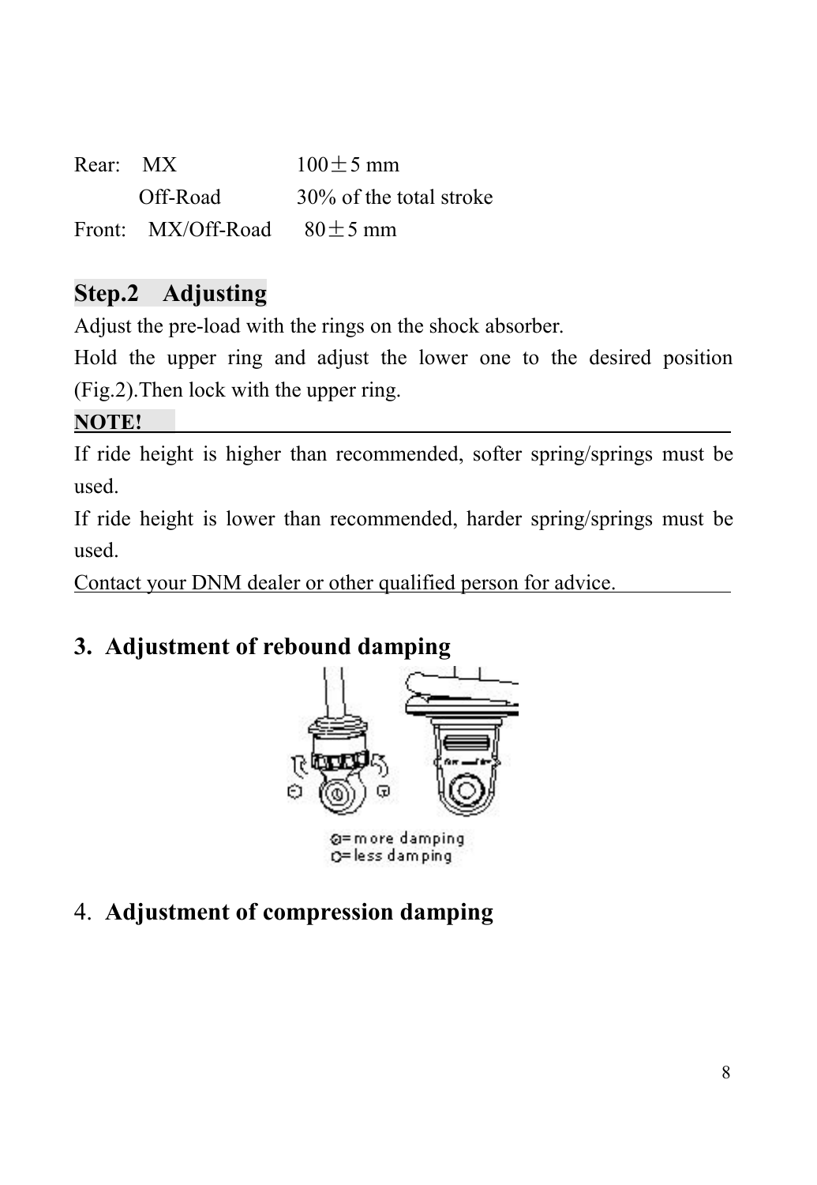| | | |
|---|---|---|
| Rear: | MX | 100±5 mm |
| | Off-Road | 30% of the total stroke |
| Front: | MX/Off-Road | 80±5 mm |

## Step.2 Adjusting

Adjust the pre-load with the rings on the shock absorber.

Hold the upper ring and adjust the lower one to the desired position (Fig.2).Then lock with the upper ring.

**NOTE!**

If ride height is higher than recommended, softer spring/springs must be used.

If ride height is lower than recommended, harder spring/springs must be used.

Contact your DNM dealer or other qualified person for advice.

## 3. Adjustment of rebound damping

=more damping
=less damping

## 4. Adjustment of compression damping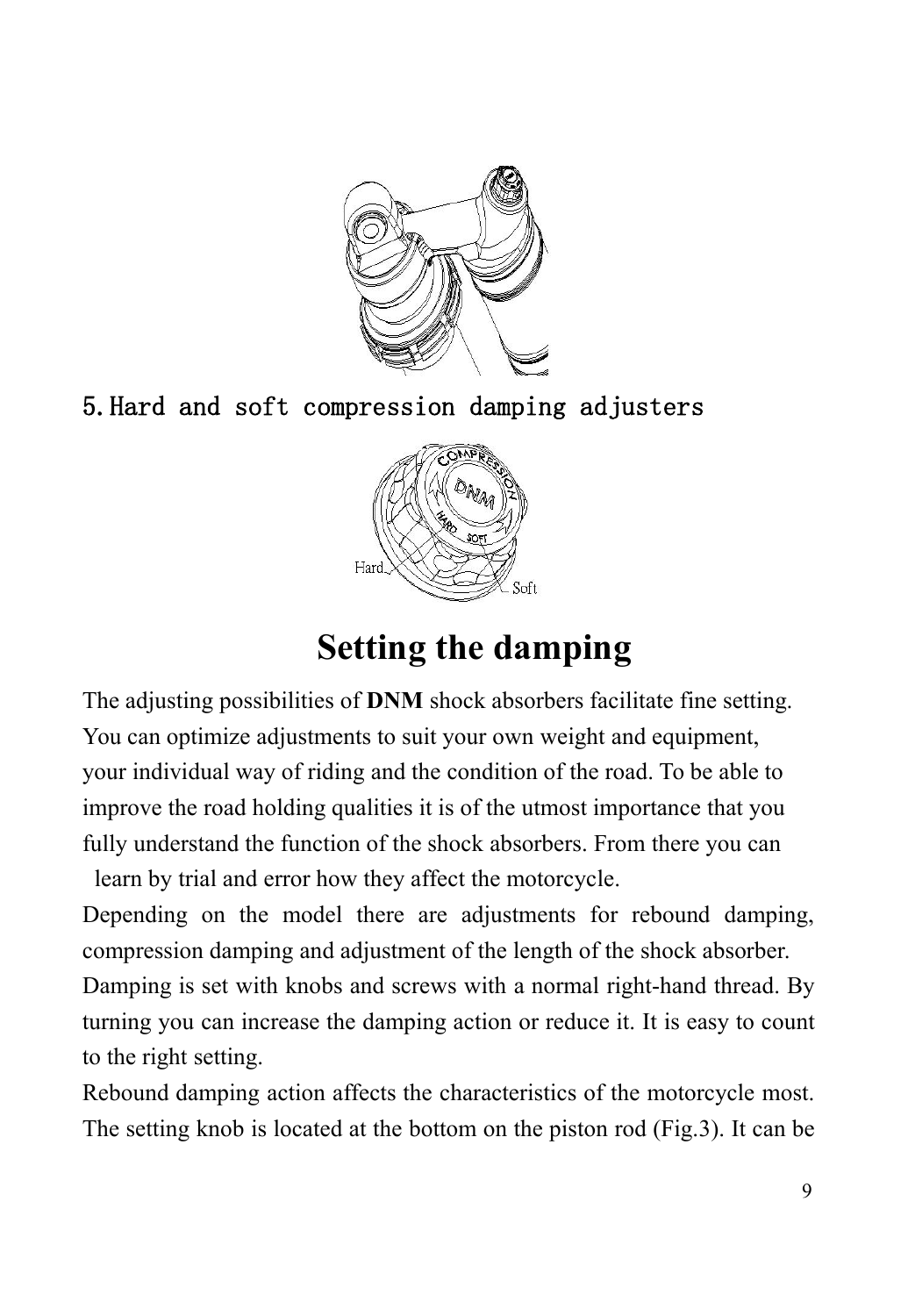5.Hard and soft compression damping adjusters

Hard

Soft

# Setting the damping

The adjusting possibilities of **DNM** shock absorbers facilitate fine setting. You can optimize adjustments to suit your own weight and equipment, your individual way of riding and the condition of the road. To be able to improve the road holding qualities it is of the utmost importance that you fully understand the function of the shock absorbers. From there you can learn by trial and error how they affect the motorcycle.

Depending on the model there are adjustments for rebound damping, compression damping and adjustment of the length of the shock absorber.

Damping is set with knobs and screws with a normal right-hand thread. By turning you can increase the damping action or reduce it. It is easy to count to the right setting.

Rebound damping action affects the characteristics of the motorcycle most. The setting knob is located at the bottom on the piston rod (Fig.3). It can be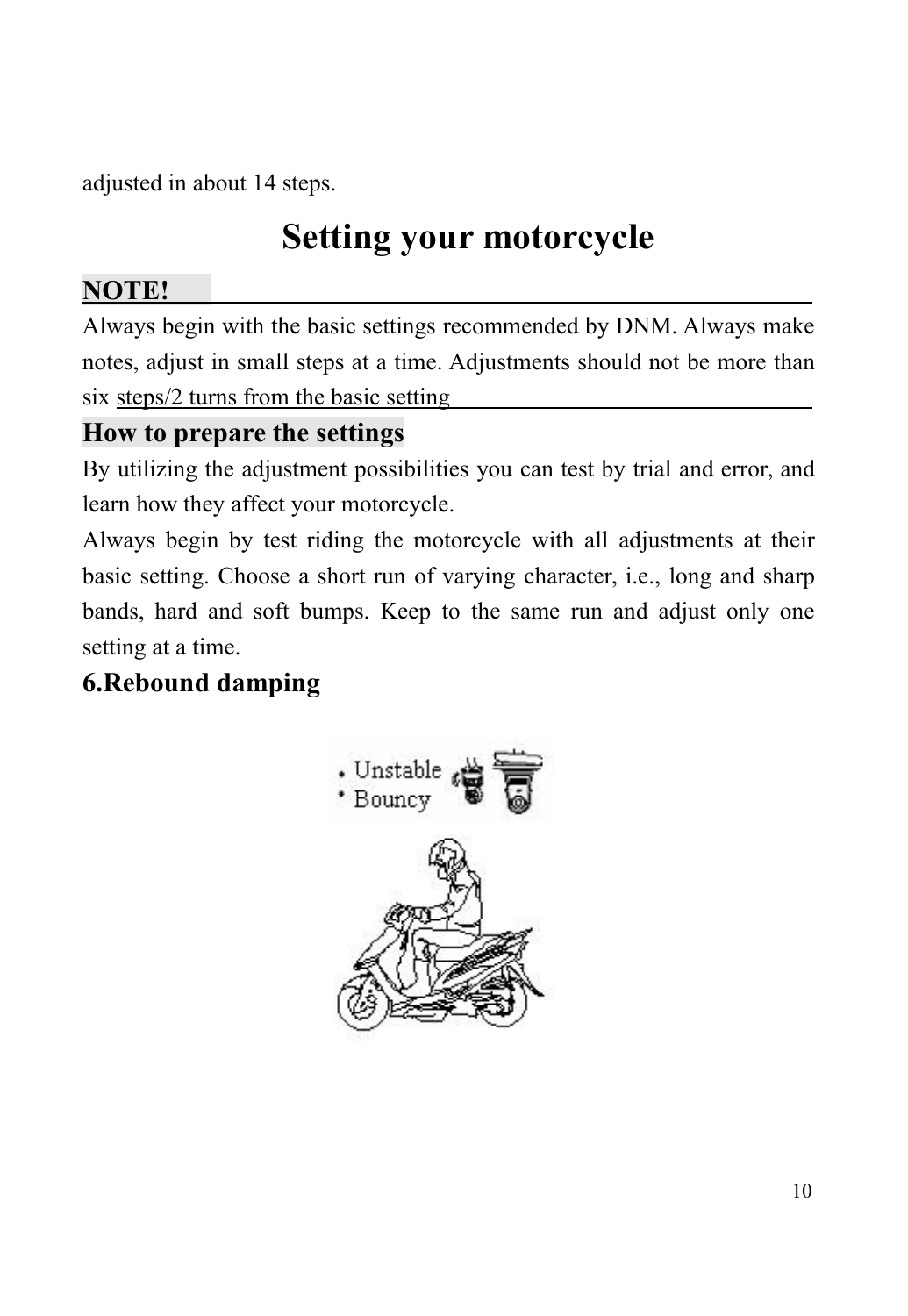adjusted in about 14 steps.

# Setting your motorcycle

**NOTE!**

Always begin with the basic settings recommended by DNM. Always make notes, adjust in small steps at a time. Adjustments should not be more than six steps/2 turns from the basic setting

## How to prepare the settings

By utilizing the adjustment possibilities you can test by trial and error, and learn how they affect your motorcycle.

Always begin by test riding the motorcycle with all adjustments at their basic setting. Choose a short run of varying character, i.e., long and sharp bands, hard and soft bumps. Keep to the same run and adjust only one setting at a time.

## 6.Rebound damping

- Unstable
- Bouncy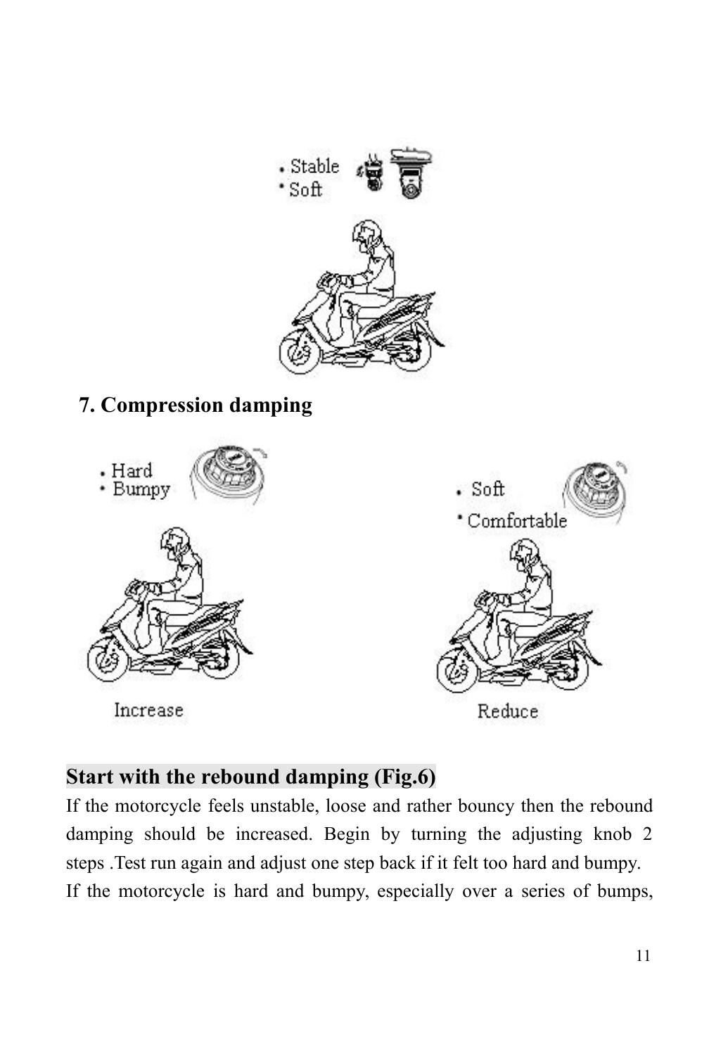• Stable
• Soft

## 7. Compression damping

• Hard
• Bumpy

Increase

• Soft
• Comfortable

Reduce

**Start with the rebound damping (Fig.6)**

If the motorcycle feels unstable, loose and rather bouncy then the rebound damping should be increased. Begin by turning the adjusting knob 2 steps .Test run again and adjust one step back if it felt too hard and bumpy.

If the motorcycle is hard and bumpy, especially over a series of bumps,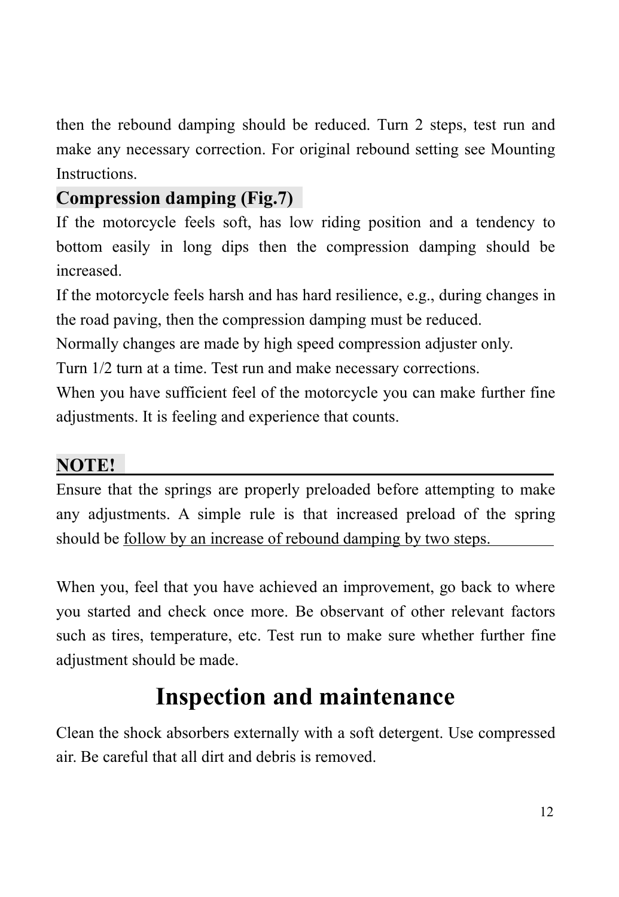then the rebound damping should be reduced. Turn 2 steps, test run and make any necessary correction. For original rebound setting see Mounting Instructions.

### Compression damping (Fig.7)

If the motorcycle feels soft, has low riding position and a tendency to bottom easily in long dips then the compression damping should be increased.

If the motorcycle feels harsh and has hard resilience, e.g., during changes in the road paving, then the compression damping must be reduced.

Normally changes are made by high speed compression adjuster only.

Turn 1/2 turn at a time. Test run and make necessary corrections.

When you have sufficient feel of the motorcycle you can make further fine adjustments. It is feeling and experience that counts.

**NOTE!**

Ensure that the springs are properly preloaded before attempting to make any adjustments. A simple rule is that increased preload of the spring should be follow by an increase of rebound damping by two steps.

When you, feel that you have achieved an improvement, go back to where you started and check once more. Be observant of other relevant factors such as tires, temperature, etc. Test run to make sure whether further fine adjustment should be made.

# Inspection and maintenance

Clean the shock absorbers externally with a soft detergent. Use compressed air. Be careful that all dirt and debris is removed.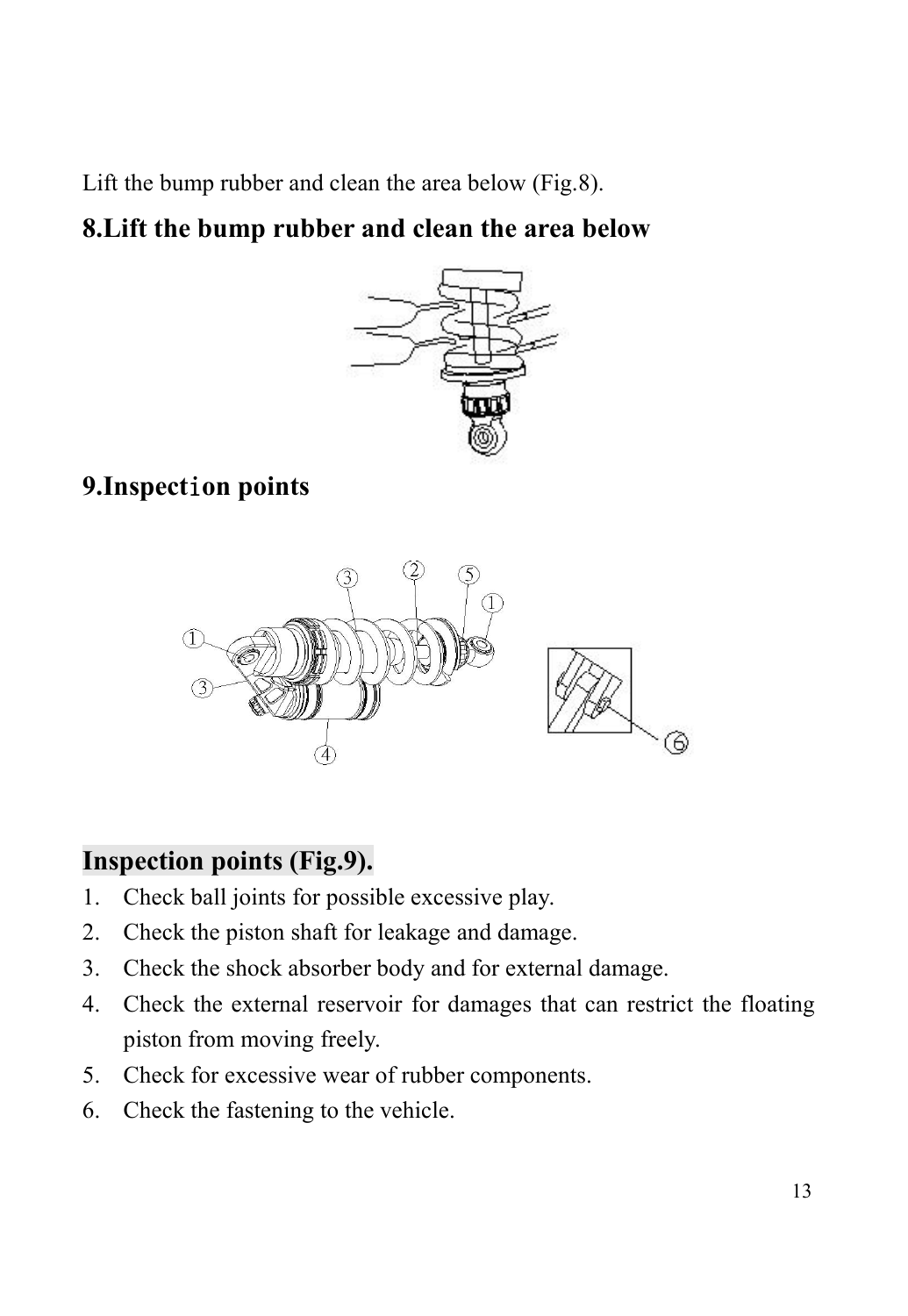Lift the bump rubber and clean the area below (Fig.8).

## 8.Lift the bump rubber and clean the area below

## 9.Inspection points

3 2 5 1
1
3
4
6

## Inspection points (Fig.9).

1. Check ball joints for possible excessive play.
2. Check the piston shaft for leakage and damage.
3. Check the shock absorber body and for external damage.
4. Check the external reservoir for damages that can restrict the floating piston from moving freely.
5. Check for excessive wear of rubber components.
6. Check the fastening to the vehicle.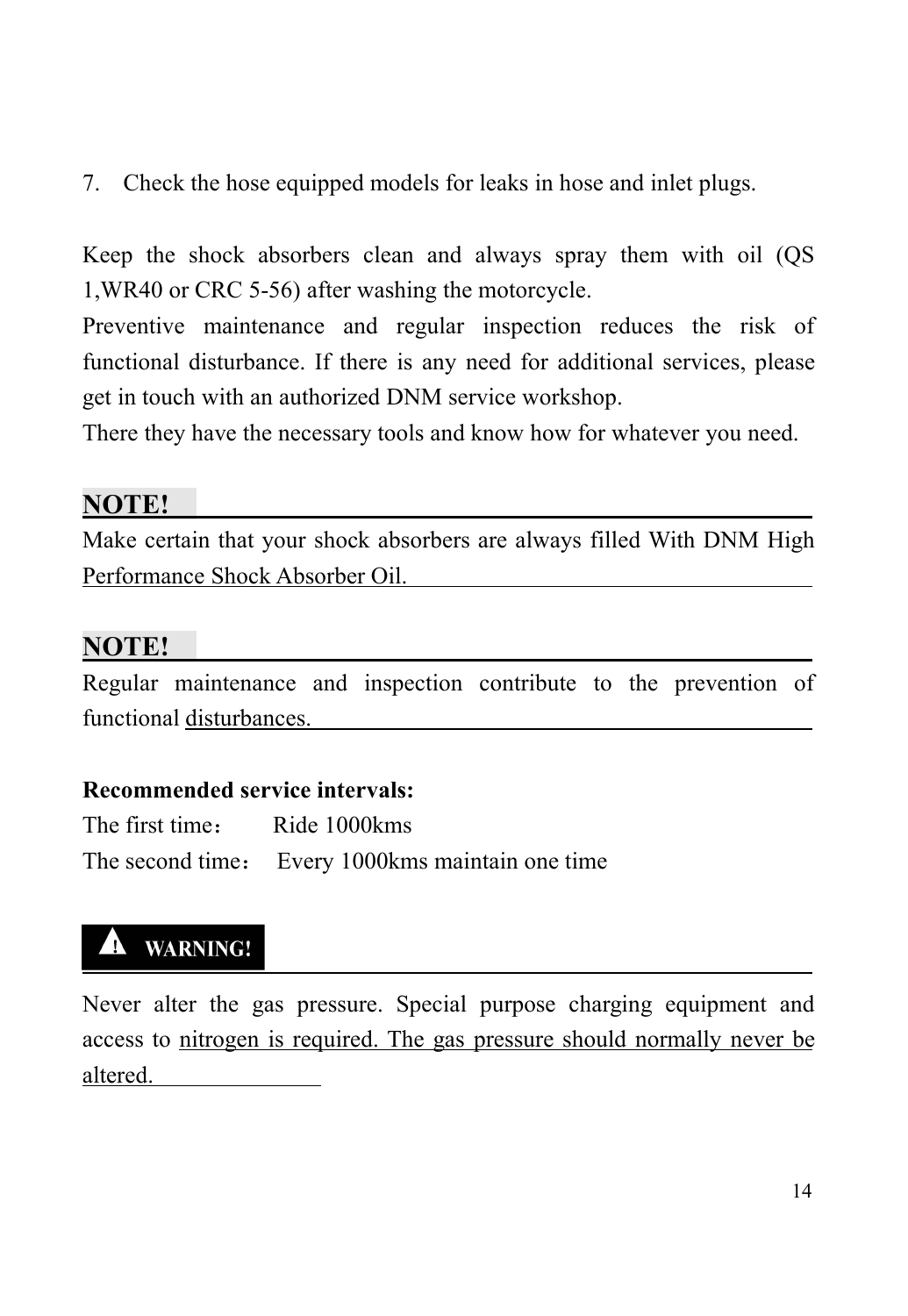7. Check the hose equipped models for leaks in hose and inlet plugs.

Keep the shock absorbers clean and always spray them with oil (QS 1,WR40 or CRC 5-56) after washing the motorcycle.
Preventive maintenance and regular inspection reduces the risk of functional disturbance. If there is any need for additional services, please get in touch with an authorized DNM service workshop.
There they have the necessary tools and know how for whatever you need.

**NOTE!**

Make certain that your shock absorbers are always filled With DNM High Performance Shock Absorber Oil.

**NOTE!**

Regular maintenance and inspection contribute to the prevention of functional disturbances.

**Recommended service intervals:**

The first time： Ride 1000kms
The second time： Every 1000kms maintain one time

**⚠ WARNING!**

Never alter the gas pressure. Special purpose charging equipment and access to nitrogen is required. The gas pressure should normally never be altered.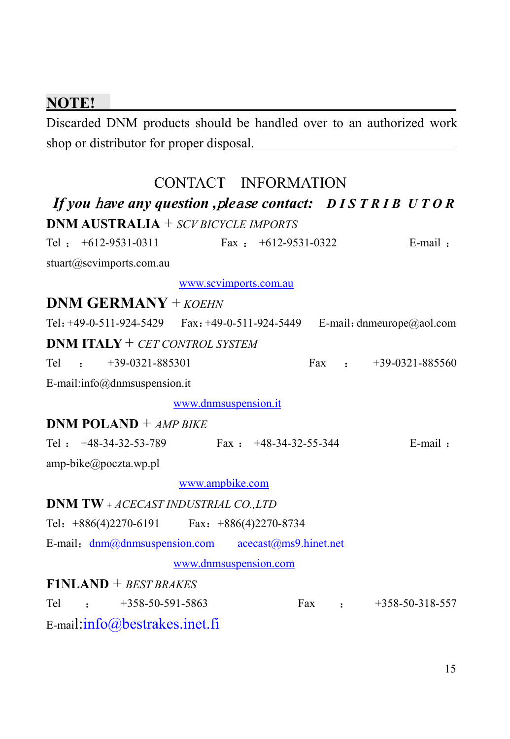## NOTE!

Discarded DNM products should be handled over to an authorized work shop or distributor for proper disposal.

# CONTACT INFORMATION

***If you have any question ,please contact: DISTRIBUTOR***

**DNM AUSTRALIA** + *SCV BICYCLE IMPORTS*

Tel ： +612-9531-0311 Fax ： +612-9531-0322 E-mail ： stuart@scvimports.com.au

www.scvimports.com.au

**DNM GERMANY** + *KOEHN*

Tel：+49-0-511-924-5429 Fax：+49-0-511-924-5449 E-mail：dnmeurope@aol.com

**DNM ITALY** + *CET CONTROL SYSTEM*

Tel ： +39-0321-885301 Fax ： +39-0321-885560

E-mail:info@dnmsuspension.it

www.dnmsuspension.it

**DNM POLAND** + *AMP BIKE*

Tel ： +48-34-32-53-789 Fax ： +48-34-32-55-344 E-mail ： amp-bike@poczta.wp.pl

www.ampbike.com

**DNM TW** + *ACECAST INDUSTRIAL CO.,LTD*

Tel：+886(4)2270-6191 Fax：+886(4)2270-8734

E-mail：dnm@dnmsuspension.com acecast@ms9.hinet.net

www.dnmsuspension.com

**F1NLAND** + *BEST BRAKES*

Tel ： +358-50-591-5863 Fax ： +358-50-318-557

E-mail:info@bestrakes.inet.fi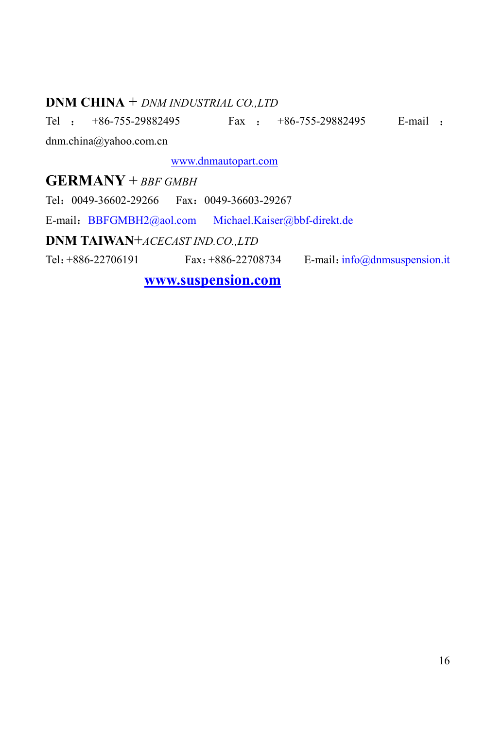**DNM CHINA** + *DNM INDUSTRIAL CO.,LTD*

Tel ： +86-755-29882495 Fax ： +86-755-29882495 E-mail ： dnm.china@yahoo.com.cn

www.dnmautopart.com

**GERMANY** + *BBF GMBH*

Tel：0049-36602-29266 Fax：0049-36603-29267

E-mail：BBFGMBH2@aol.com Michael.Kaiser@bbf-direkt.de

**DNM TAIWAN**+*ACECAST IND.CO.,LTD*

Tel：+886-22706191 Fax：+886-22708734 E-mail：info@dnmsuspension.it

**www.suspension.com**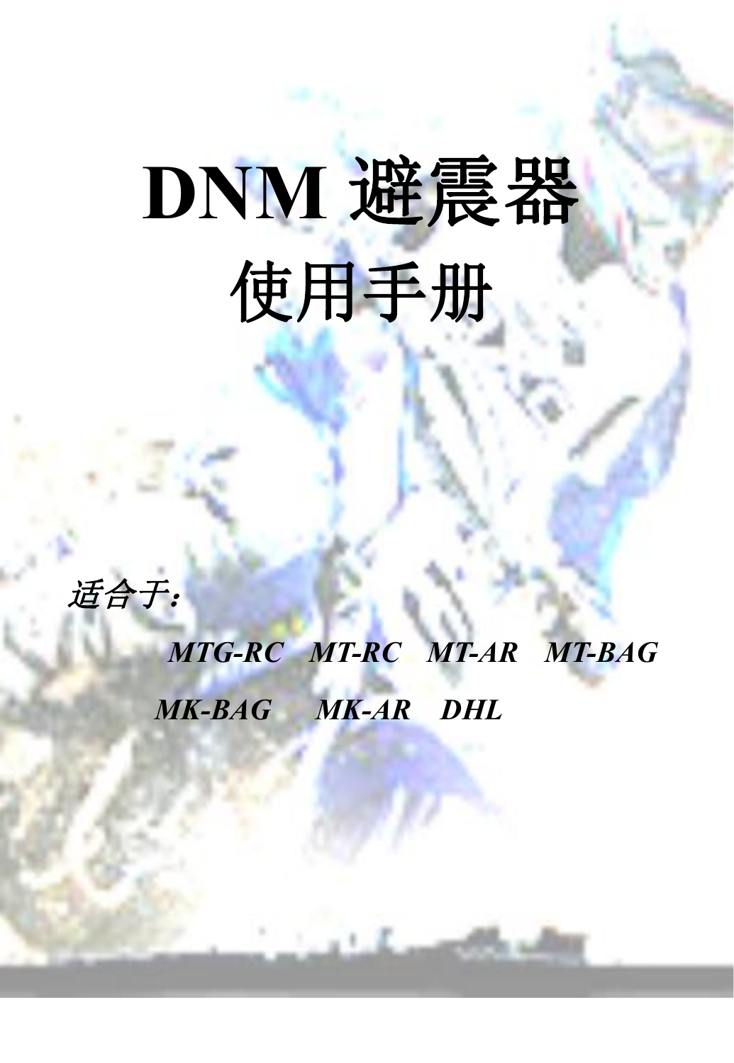# DNM 避震器

# 使用手册

*适合于：*

***MTG-RC　MT-RC　MT-AR　MT-BAG***

***MK-BAG　　MK-AR　DHL***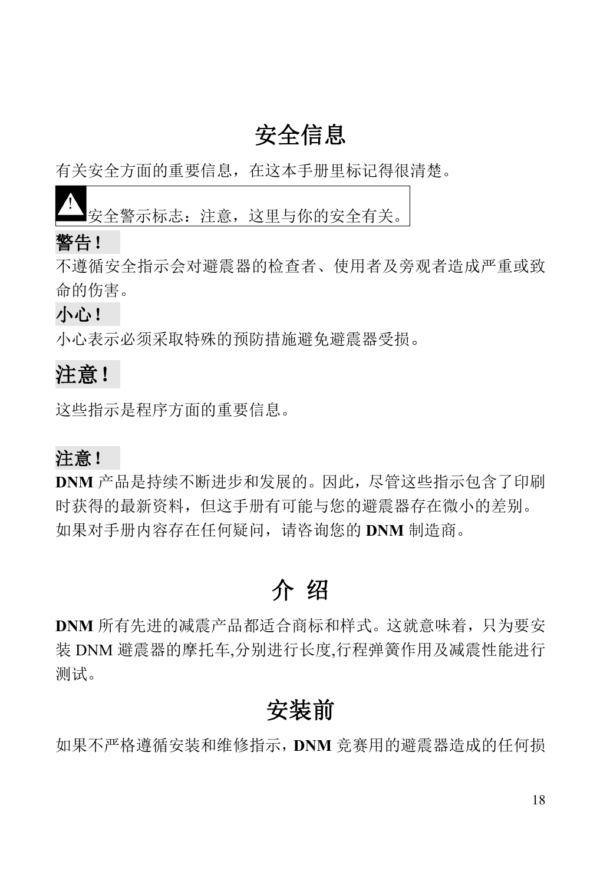# 安全信息

有关安全方面的重要信息，在这本手册里标记得很清楚。

⚠安全警示标志：注意，这里与你的安全有关。

**警告！**

不遵循安全指示会对避震器的检查者、使用者及旁观者造成严重或致命的伤害。

**小心！**

小心表示必须采取特殊的预防措施避免避震器受损。

## 注意！

这些指示是程序方面的重要信息。

**注意！**

**DNM** 产品是持续不断进步和发展的。因此，尽管这些指示包含了印刷时获得的最新资料，但这手册有可能与您的避震器存在微小的差别。如果对手册内容存在任何疑问，请咨询您的 **DNM** 制造商。

# 介 绍

**DNM** 所有先进的减震产品都适合商标和样式。这就意味着，只为要安装 DNM 避震器的摩托车,分别进行长度,行程弹簧作用及减震性能进行测试。

# 安装前

如果不严格遵循安装和维修指示，**DNM** 竞赛用的避震器造成的任何损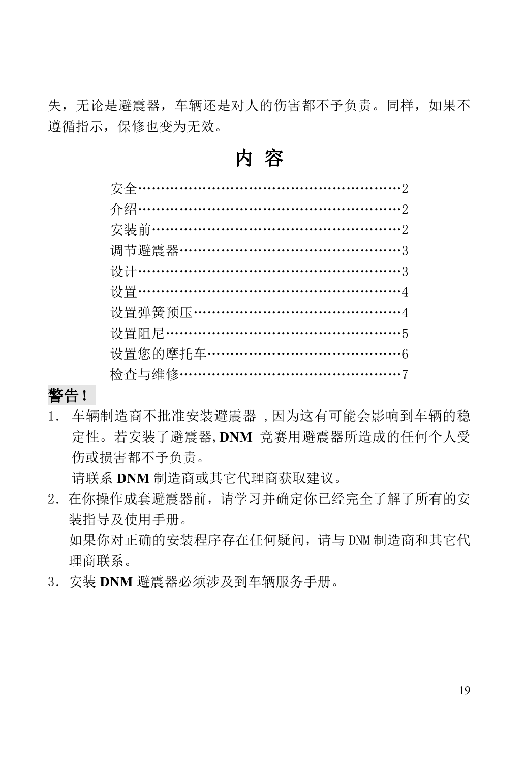失，无论是避震器，车辆还是对人的伤害都不予负责。同样，如果不遵循指示，保修也变为无效。

# 内 容

安全…………………………………………………2
介绍…………………………………………………2
安装前………………………………………………2
调节避震器…………………………………………3
设计…………………………………………………3
设置…………………………………………………4
设置弹簧预压………………………………………4
设置阻尼……………………………………………5
设置您的摩托车……………………………………6
检查与维修…………………………………………7

## 警告！

1．车辆制造商不批准安装避震器，因为这有可能会影响到车辆的稳定性。若安装了避震器,**DNM** 竞赛用避震器所造成的任何个人受伤或损害都不予负责。
请联系 **DNM** 制造商或其它代理商获取建议。
2．在你操作成套避震器前，请学习并确定你已经完全了解了所有的安装指导及使用手册。
如果你对正确的安装程序存在任何疑问，请与 DNM 制造商和其它代理商联系。
3．安装 **DNM** 避震器必须涉及到车辆服务手册。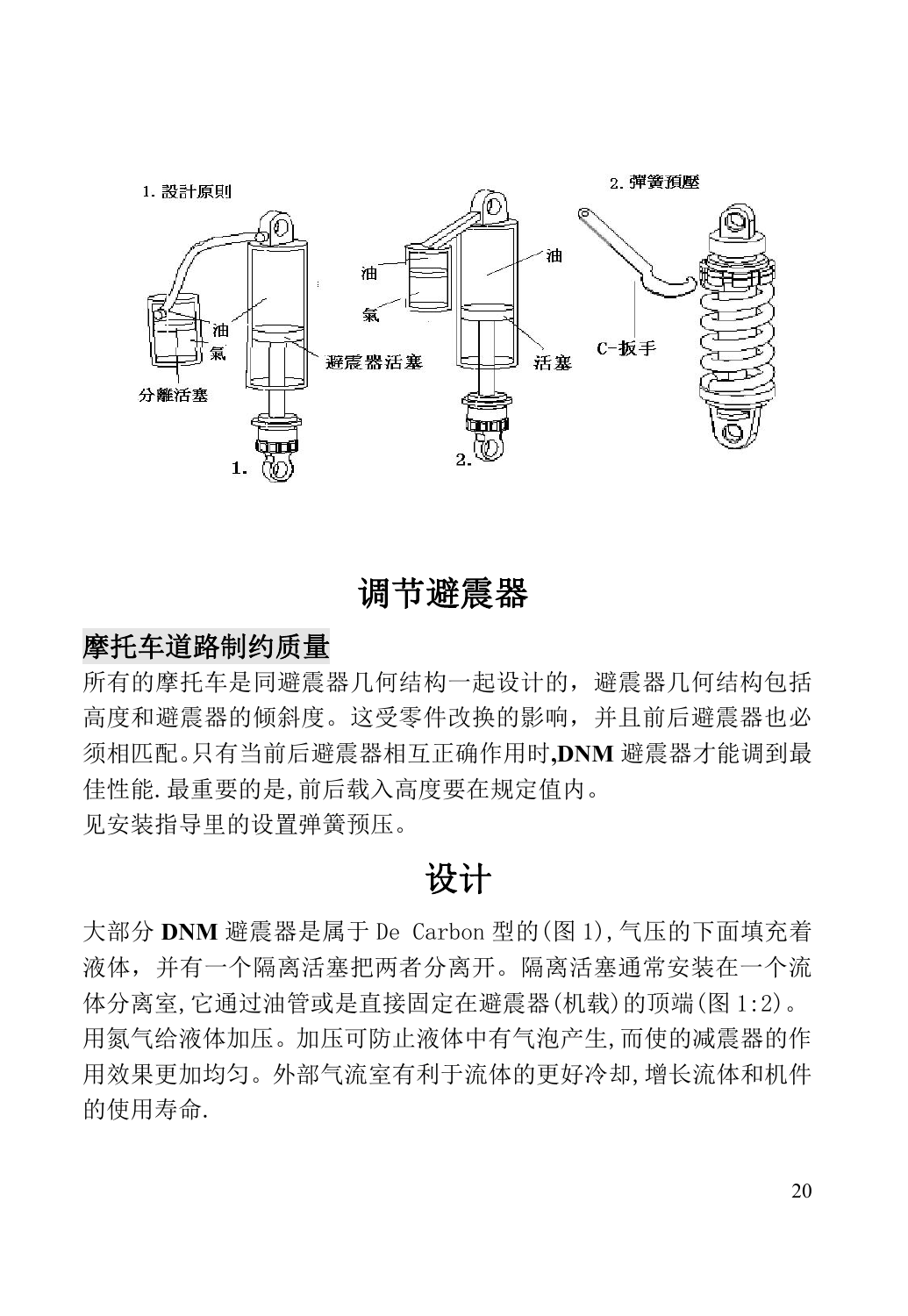# 调节避震器

## 摩托车道路制约质量

所有的摩托车是同避震器几何结构一起设计的，避震器几何结构包括高度和避震器的倾斜度。这受零件改换的影响，并且前后避震器也必须相匹配。只有当前后避震器相互正确作用时,**DNM** 避震器才能调到最佳性能.最重要的是,前后载入高度要在规定值内。

见安装指导里的设置弹簧预压。

# 设计

大部分 **DNM** 避震器是属于 De Carbon 型的(图 1),气压的下面填充着液体，并有一个隔离活塞把两者分离开。隔离活塞通常安装在一个流体分离室,它通过油管或是直接固定在避震器(机载)的顶端(图 1:2)。用氮气给液体加压。加压可防止液体中有气泡产生,而使的减震器的作用效果更加均匀。外部气流室有利于流体的更好冷却,增长流体和机件的使用寿命.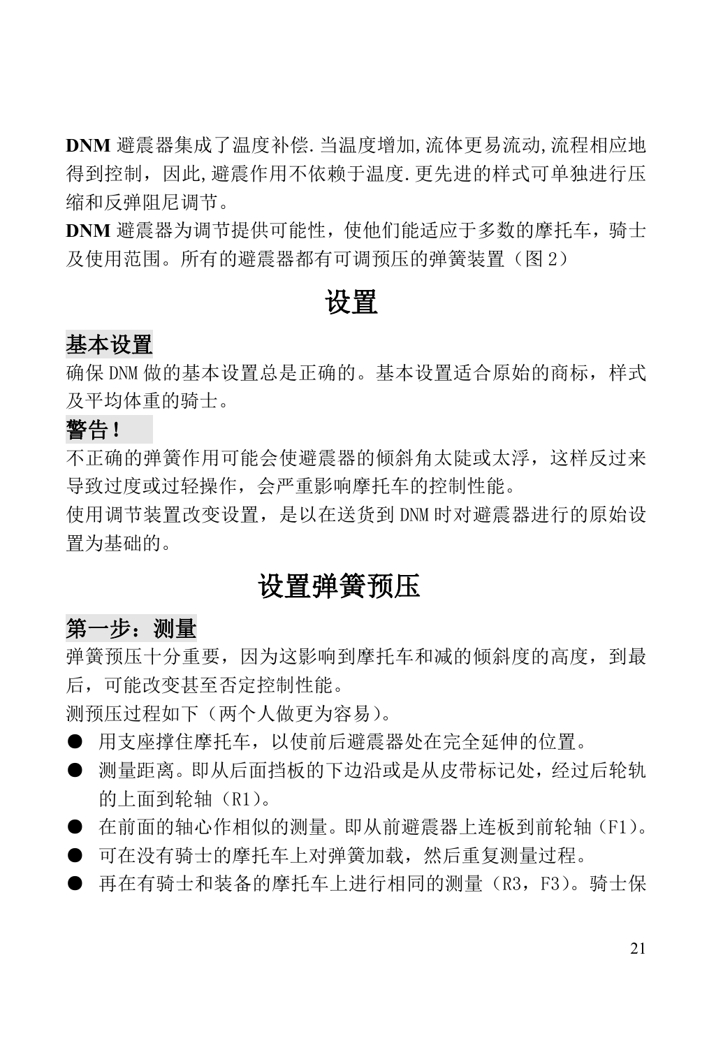**DNM** 避震器集成了温度补偿.当温度增加,流体更易流动,流程相应地得到控制，因此,避震作用不依赖于温度.更先进的样式可单独进行压缩和反弹阻尼调节。

**DNM** 避震器为调节提供可能性，使他们能适应于多数的摩托车，骑士及使用范围。所有的避震器都有可调预压的弹簧装置（图 2）

# 设置

## 基本设置

确保 DNM 做的基本设置总是正确的。基本设置适合原始的商标，样式及平均体重的骑士。

## 警告！

不正确的弹簧作用可能会使避震器的倾斜角太陡或太浮，这样反过来导致过度或过轻操作，会严重影响摩托车的控制性能。

使用调节装置改变设置，是以在送货到 DNM 时对避震器进行的原始设置为基础的。

# 设置弹簧预压

## 第一步：测量

弹簧预压十分重要，因为这影响到摩托车和减的倾斜度的高度，到最后，可能改变甚至否定控制性能。

测预压过程如下（两个人做更为容易）。

- 用支座撑住摩托车，以使前后避震器处在完全延伸的位置。
- 测量距离。即从后面挡板的下边沿或是从皮带标记处，经过后轮轨的上面到轮轴（R1）。
- 在前面的轴心作相似的测量。即从前避震器上连板到前轮轴（F1）。
- 可在没有骑士的摩托车上对弹簧加载，然后重复测量过程。
- 再在有骑士和装备的摩托车上进行相同的测量（R3，F3）。骑士保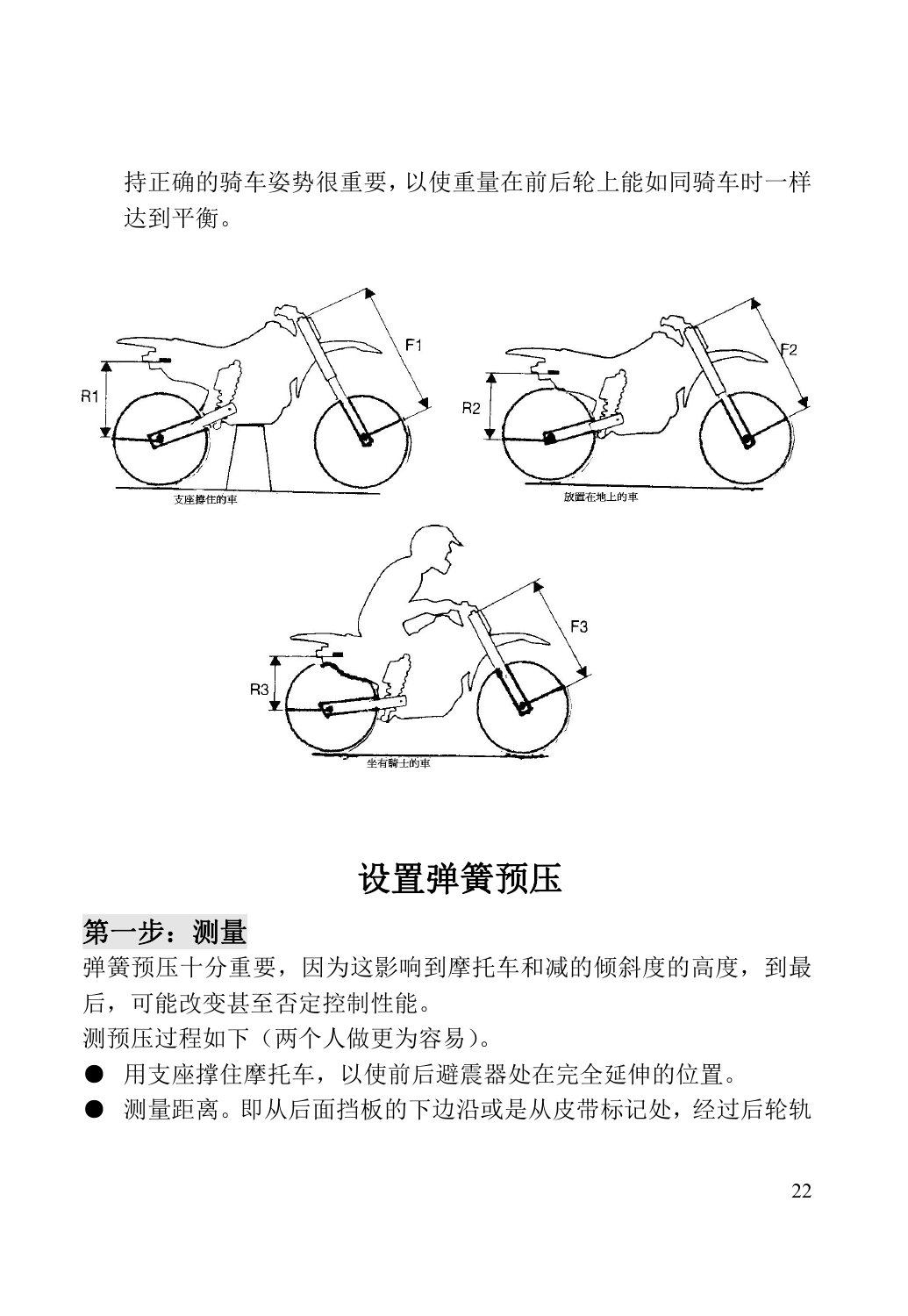持正确的骑车姿势很重要，以使重量在前后轮上能如同骑车时一样达到平衡。

R1

F1

支座撑住的車

R2

F2

放置在地上的車

R3

F3

坐有騎士的車

# 设置弹簧预压

## 第一步：测量

弹簧预压十分重要，因为这影响到摩托车和减的倾斜度的高度，到最后，可能改变甚至否定控制性能。

测预压过程如下（两个人做更为容易）。

- 用支座撑住摩托车，以使前后避震器处在完全延伸的位置。
- 测量距离。即从后面挡板的下边沿或是从皮带标记处，经过后轮轨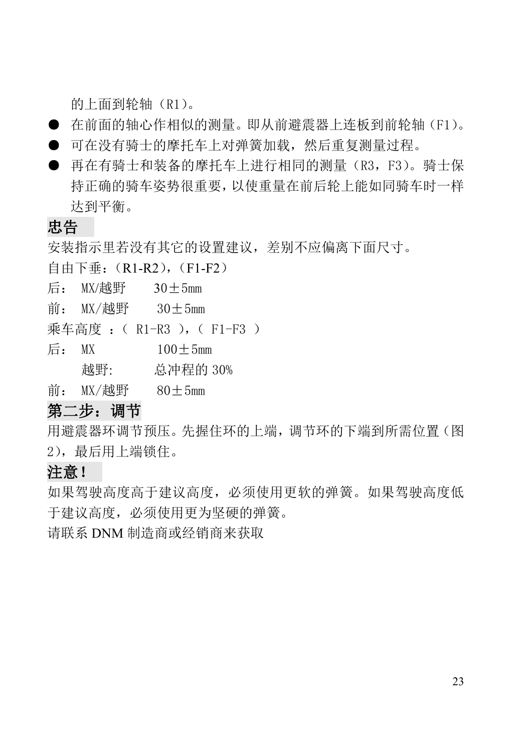的上面到轮轴（R1）。

- 在前面的轴心作相似的测量。即从前避震器上连板到前轮轴（F1）。
- 可在没有骑士的摩托车上对弹簧加载，然后重复测量过程。
- 再在有骑士和装备的摩托车上进行相同的测量（R3，F3）。骑士保持正确的骑车姿势很重要，以使重量在前后轮上能如同骑车时一样达到平衡。

## 忠告

安装指示里若没有其它的设置建议，差别不应偏离下面尺寸。

自由下垂：（R1-R2），（F1-F2）

后： MX/越野　　30±5mm

前： MX/越野　　30±5mm

乘车高度 ：（ R1-R3 ），（ F1-F3 ）

后： MX　　　　100±5mm

　　越野:　　　总冲程的 30%

前： MX/越野　　80±5mm

## 第二步：调节

用避震器环调节预压。先握住环的上端，调节环的下端到所需位置（图 2），最后用上端锁住。

## 注意！

如果驾驶高度高于建议高度，必须使用更软的弹簧。如果驾驶高度低于建议高度，必须使用更为坚硬的弹簧。

请联系 DNM 制造商或经销商来获取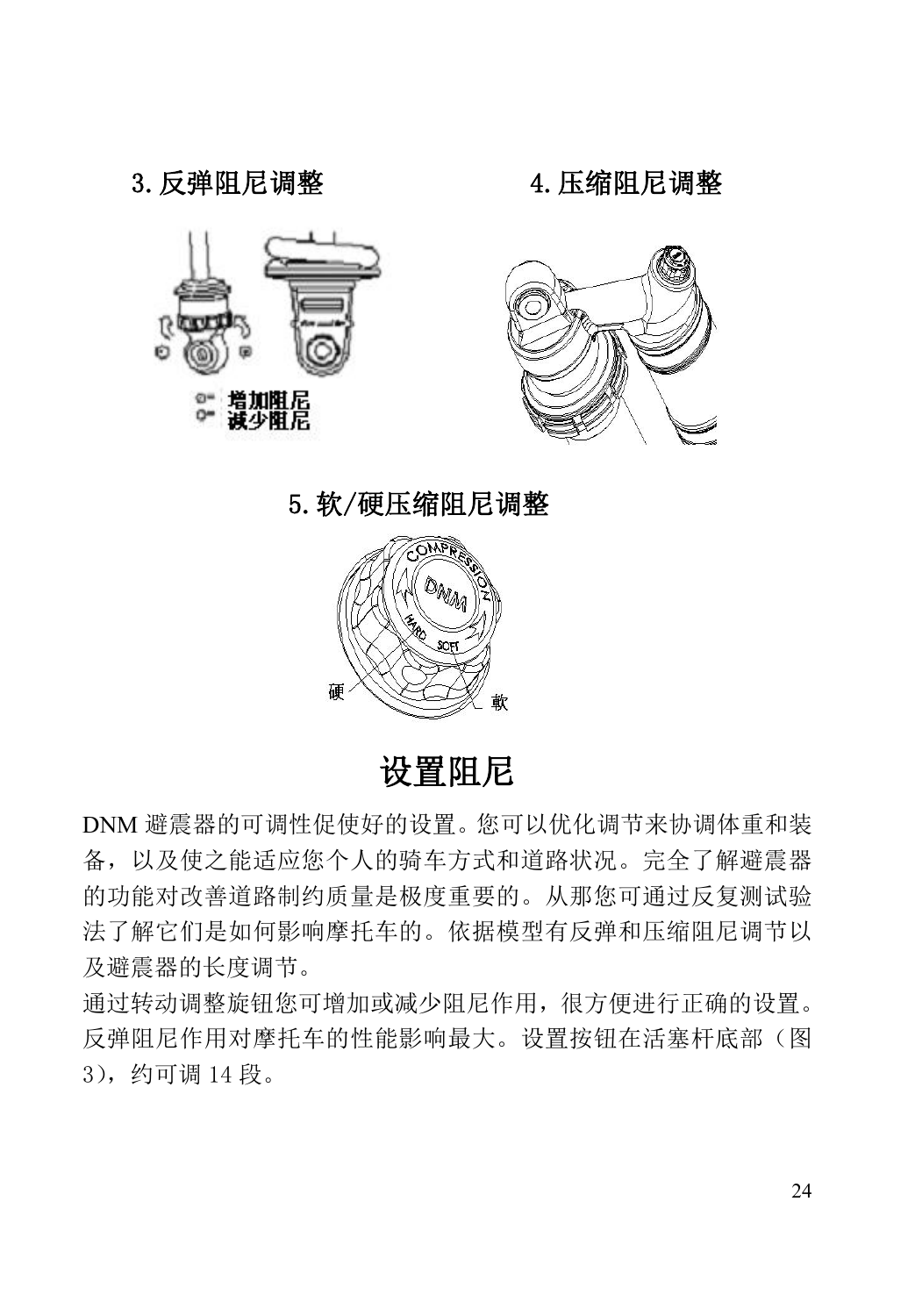3. 反弹阻尼调整

增加阻尼
减少阻尼

4. 压缩阻尼调整

5. 软/硬压缩阻尼调整

COMPRESSION
DNM
HARD SOFT
硬
軟

# 设置阻尼

DNM 避震器的可调性促使好的设置。您可以优化调节来协调体重和装备，以及使之能适应您个人的骑车方式和道路状况。完全了解避震器的功能对改善道路制约质量是极度重要的。从那您可通过反复测试验法了解它们是如何影响摩托车的。依据模型有反弹和压缩阻尼调节以及避震器的长度调节。

通过转动调整旋钮您可增加或减少阻尼作用，很方便进行正确的设置。反弹阻尼作用对摩托车的性能影响最大。设置按钮在活塞杆底部（图3），约可调 14 段。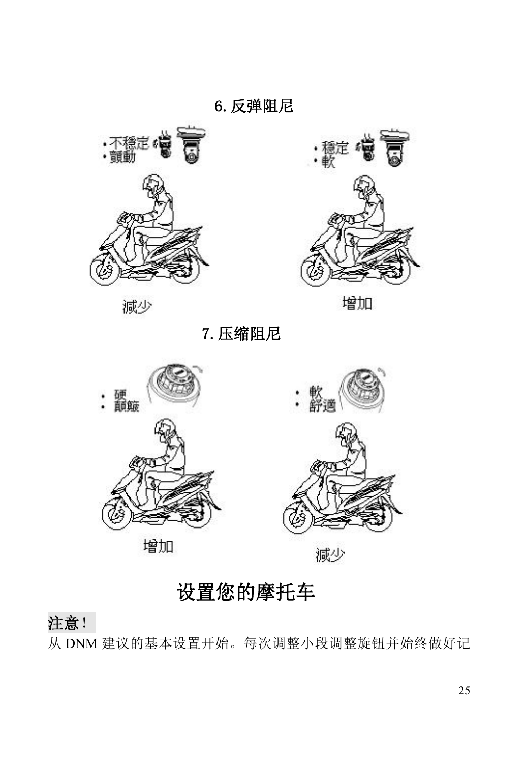## 6. 反弹阻尼

• 不穩定
• 顫動

减少

• 穩定
• 軟

增加

## 7. 压缩阻尼

• 硬
• 顛簸

增加

• 軟
• 舒適

减少

# 设置您的摩托车

**注意！**

从 DNM 建议的基本设置开始。每次调整小段调整旋钮并始终做好记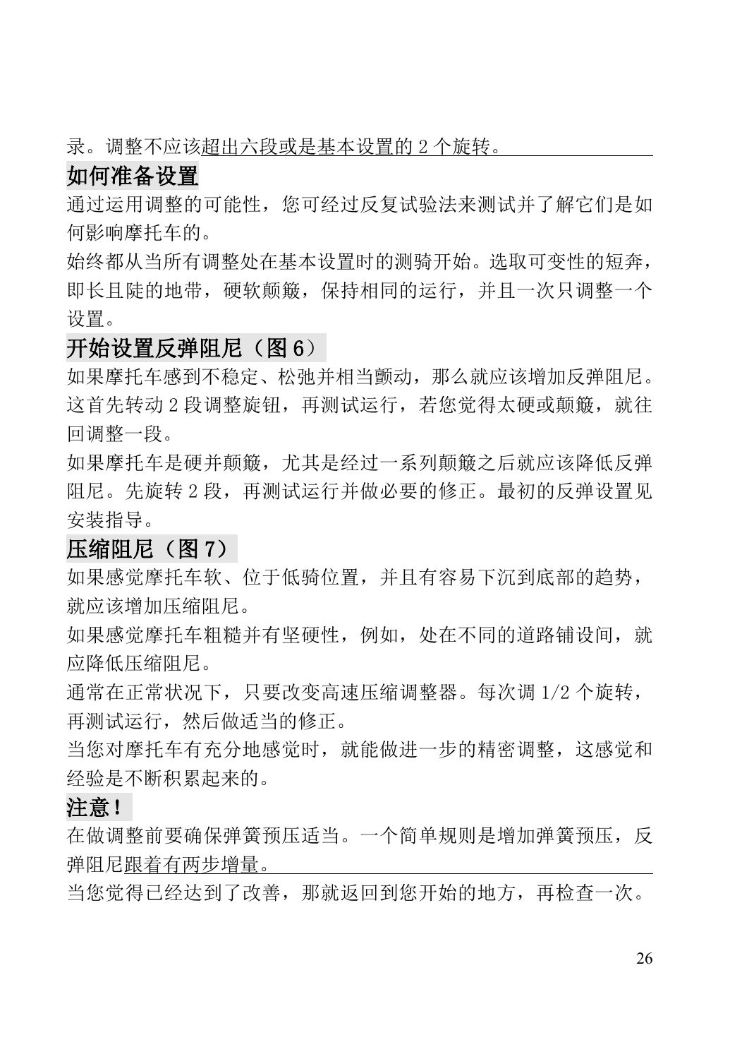录。调整不应该超出六段或是基本设置的 2 个旋转。

## 如何准备设置

通过运用调整的可能性，您可经过反复试验法来测试并了解它们是如何影响摩托车的。

始终都从当所有调整处在基本设置时的测骑开始。选取可变性的短奔，即长且陡的地带，硬软颠簸，保持相同的运行，并且一次只调整一个设置。

## 开始设置反弹阻尼（图 6）

如果摩托车感到不稳定、松弛并相当颤动，那么就应该增加反弹阻尼。这首先转动 2 段调整旋钮，再测试运行，若您觉得太硬或颠簸，就往回调整一段。

如果摩托车是硬并颠簸，尤其是经过一系列颠簸之后就应该降低反弹阻尼。先旋转 2 段，再测试运行并做必要的修正。最初的反弹设置见安装指导。

## 压缩阻尼（图 7）

如果感觉摩托车软、位于低骑位置，并且有容易下沉到底部的趋势，就应该增加压缩阻尼。

如果感觉摩托车粗糙并有坚硬性，例如，处在不同的道路铺设间，就应降低压缩阻尼。

通常在正常状况下，只要改变高速压缩调整器。每次调 1/2 个旋转，再测试运行，然后做适当的修正。

当您对摩托车有充分地感觉时，就能做进一步的精密调整，这感觉和经验是不断积累起来的。

## 注意！

在做调整前要确保弹簧预压适当。一个简单规则是增加弹簧预压，反弹阻尼跟着有两步增量。

当您觉得已经达到了改善，那就返回到您开始的地方，再检查一次。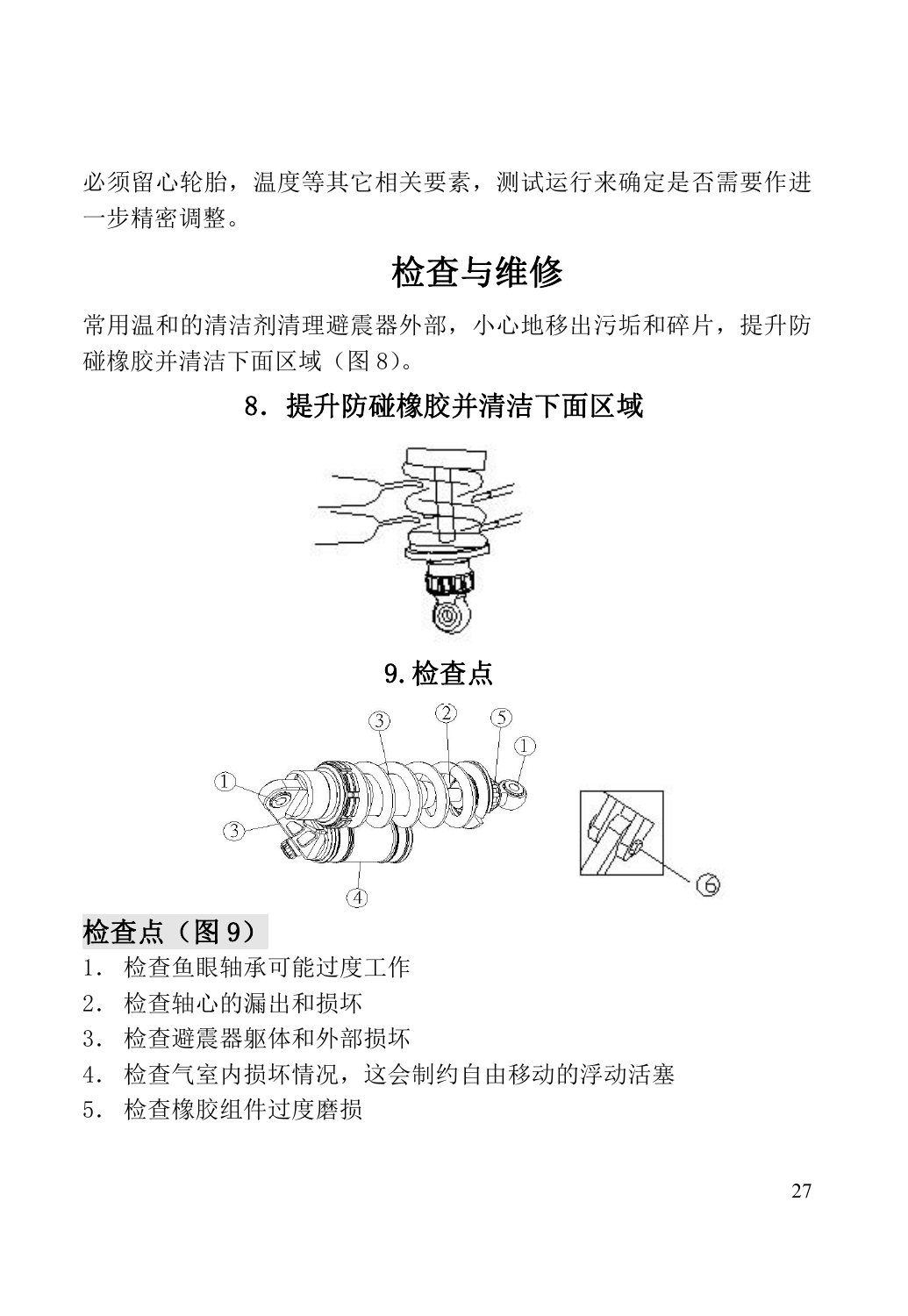必须留心轮胎，温度等其它相关要素，测试运行来确定是否需要作进一步精密调整。

# 检查与维修

常用温和的清洁剂清理避震器外部，小心地移出污垢和碎片，提升防碰橡胶并清洁下面区域（图 8）。

### 8．提升防碰橡胶并清洁下面区域

### 9.检查点

①
②
③
④
⑤
⑥

## 检查点（图 9）

1． 检查鱼眼轴承可能过度工作
2． 检查轴心的漏出和损坏
3． 检查避震器躯体和外部损坏
4． 检查气室内损坏情况，这会制约自由移动的浮动活塞
5． 检查橡胶组件过度磨损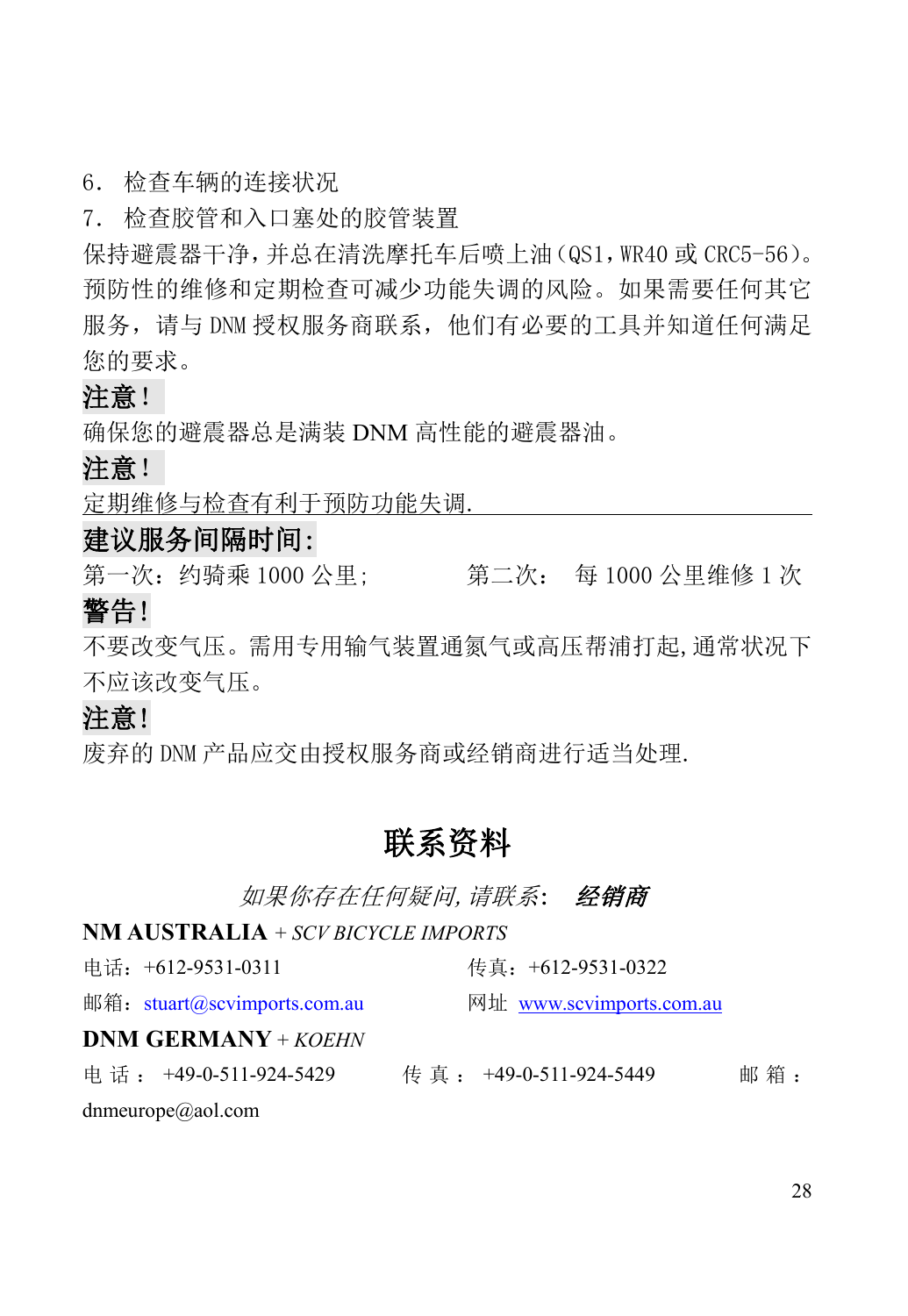6．检查车辆的连接状况

7．检查胶管和入口塞处的胶管装置

保持避震器干净，并总在清洗摩托车后喷上油（QS1，WR40 或 CRC5-56）。预防性的维修和定期检查可减少功能失调的风险。如果需要任何其它服务，请与 DNM 授权服务商联系，他们有必要的工具并知道任何满足您的要求。

**注意！**

确保您的避震器总是满装 DNM 高性能的避震器油。

**注意！**

定期维修与检查有利于预防功能失调.

**建议服务间隔时间:**

第一次：约骑乘 1000 公里;　　　　第二次：　每 1000 公里维修 1 次

**警告!**

不要改变气压。需用专用输气装置通氮气或高压帮浦打起,通常状况下不应该改变气压。

**注意!**

废弃的 DNM 产品应交由授权服务商或经销商进行适当处理.

## 联系资料

*如果你存在任何疑问,请联系*:　***经销商***

**NM AUSTRALIA** + *SCV BICYCLE IMPORTS*

电话：+612-9531-0311　　　　　　传真：+612-9531-0322

邮箱：stuart@scvimports.com.au　　　　网址 www.scvimports.com.au

**DNM GERMANY** + *KOEHN*

电 话 ： +49-0-511-924-5429　　　传 真 ： +49-0-511-924-5449　　　邮 箱 ： dnmeurope@aol.com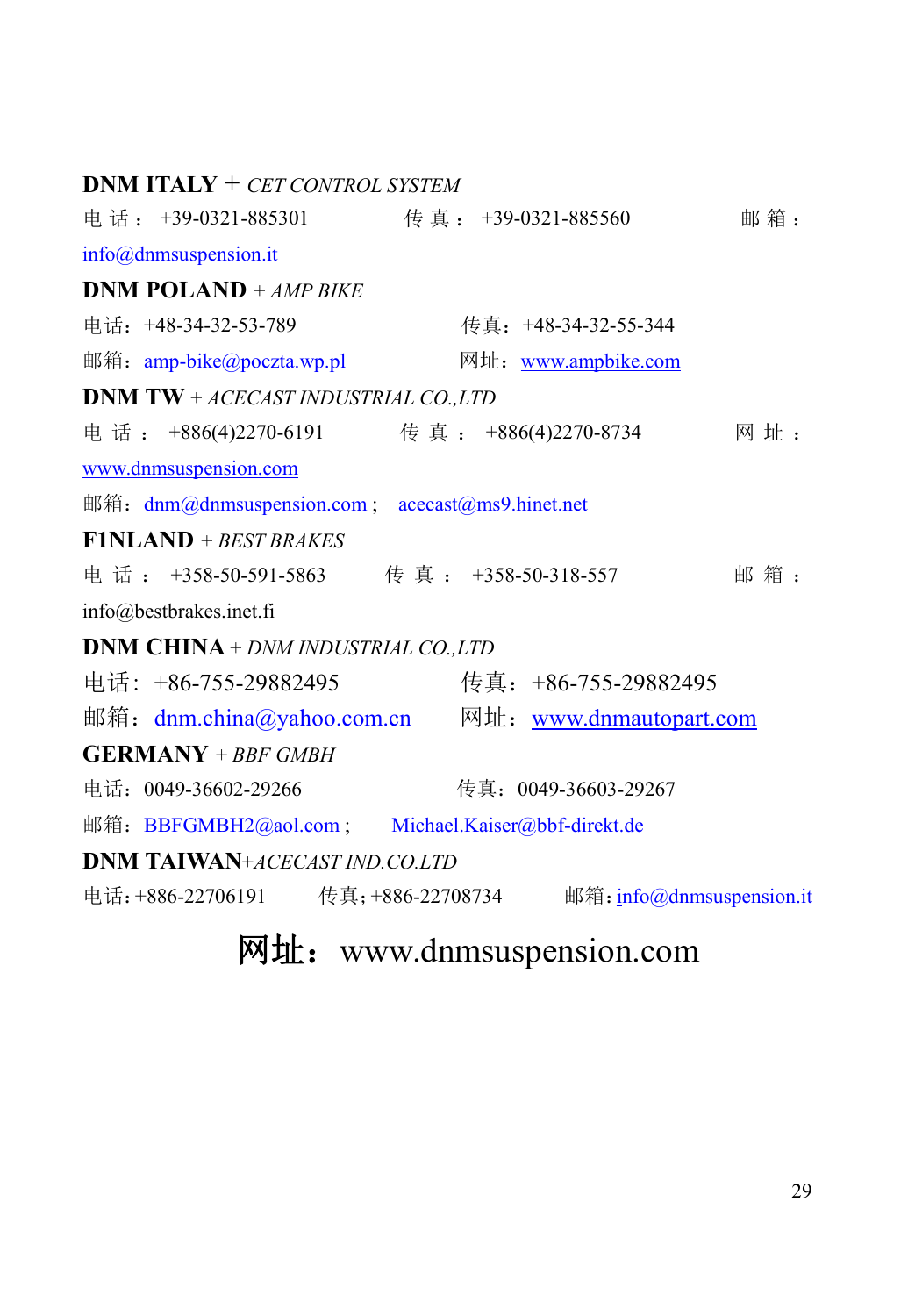**DNM ITALY** + *CET CONTROL SYSTEM*

电 话 ： +39-0321-885301 传 真 ： +39-0321-885560 邮 箱 ： info@dnmsuspension.it

**DNM POLAND** + *AMP BIKE*

电话：+48-34-32-53-789 传真：+48-34-32-55-344

邮箱：amp-bike@poczta.wp.pl 网址：www.ampbike.com

**DNM TW** + *ACECAST INDUSTRIAL CO.,LTD*

电 话 ： +886(4)2270-6191 传 真 ： +886(4)2270-8734 网 址 ： www.dnmsuspension.com

邮箱：dnm@dnmsuspension.com ; acecast@ms9.hinet.net

**F1NLAND** + *BEST BRAKES*

电 话 ： +358-50-591-5863 传 真 ： +358-50-318-557 邮 箱 ： info@bestbrakes.inet.fi

**DNM CHINA** + *DNM INDUSTRIAL CO.,LTD*

电话：+86-755-29882495 传真：+86-755-29882495

邮箱：dnm.china@yahoo.com.cn 网址：www.dnmautopart.com

**GERMANY** + *BBF GMBH*

电话：0049-36602-29266 传真：0049-36603-29267

邮箱：BBFGMBH2@aol.com ; Michael.Kaiser@bbf-direkt.de

**DNM TAIWAN**+*ACECAST IND.CO.LTD*

电话:+886-22706191 传真;+886-22708734 邮箱:info@dnmsuspension.it

网址：www.dnmsuspension.com